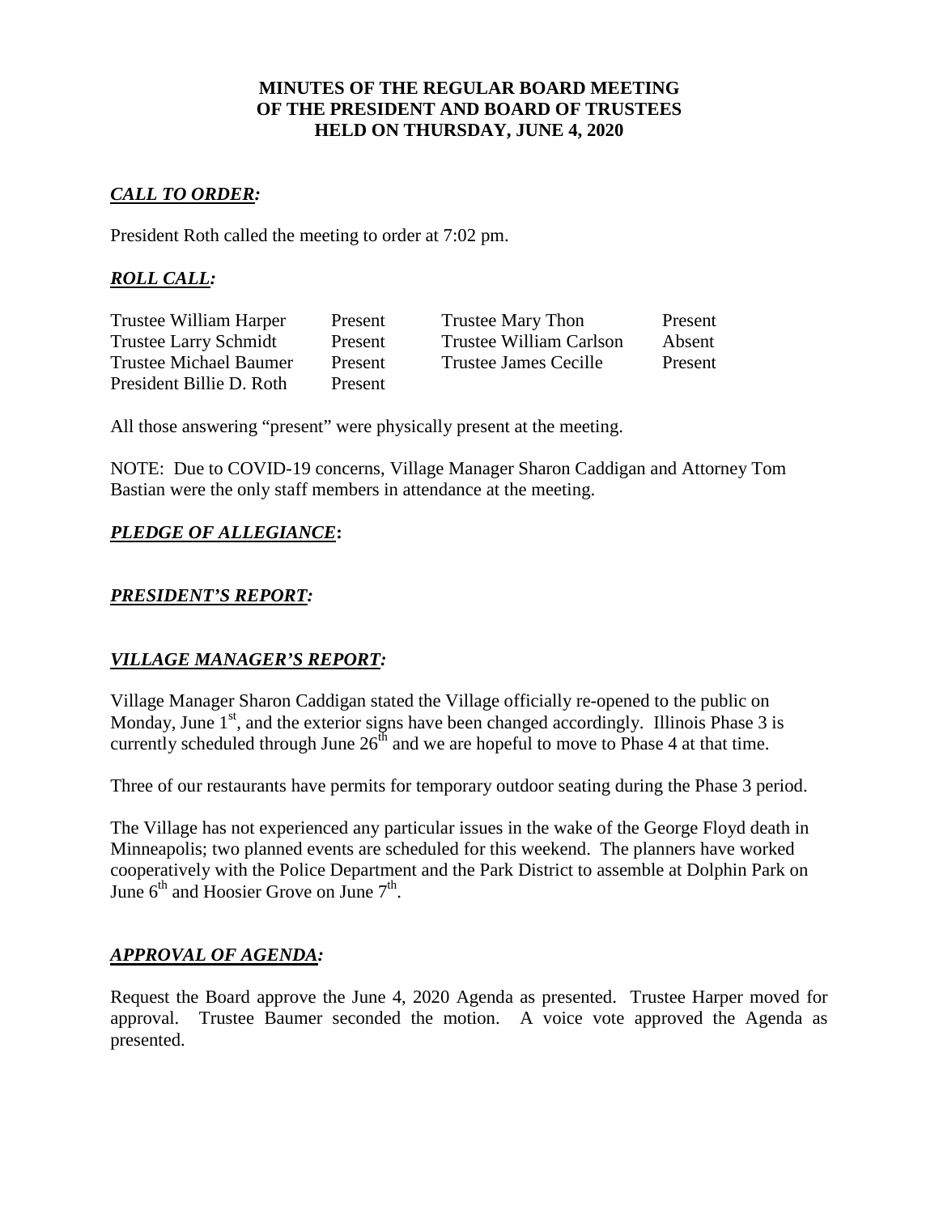**MINUTES OF THE REGULAR BOARD MEETING**
**OF THE PRESIDENT AND BOARD OF TRUSTEES**
**HELD ON THURSDAY, JUNE 4, 2020**

## ***CALL TO ORDER:***

President Roth called the meeting to order at 7:02 pm.

## ***ROLL CALL:***

| | | | |
|---|---|---|---|
| Trustee William Harper | Present | Trustee Mary Thon | Present |
| Trustee Larry Schmidt | Present | Trustee William Carlson | Absent |
| Trustee Michael Baumer | Present | Trustee James Cecille | Present |
| President Billie D. Roth | Present | | |

All those answering "present" were physically present at the meeting.

NOTE: Due to COVID-19 concerns, Village Manager Sharon Caddigan and Attorney Tom Bastian were the only staff members in attendance at the meeting.

## ***PLEDGE OF ALLEGIANCE*:**

## ***PRESIDENT'S REPORT:***

## ***VILLAGE MANAGER'S REPORT:***

Village Manager Sharon Caddigan stated the Village officially re-opened to the public on Monday, June 1st, and the exterior signs have been changed accordingly. Illinois Phase 3 is currently scheduled through June 26th and we are hopeful to move to Phase 4 at that time.

Three of our restaurants have permits for temporary outdoor seating during the Phase 3 period.

The Village has not experienced any particular issues in the wake of the George Floyd death in Minneapolis; two planned events are scheduled for this weekend. The planners have worked cooperatively with the Police Department and the Park District to assemble at Dolphin Park on June 6th and Hoosier Grove on June 7th.

## ***APPROVAL OF AGENDA:***

Request the Board approve the June 4, 2020 Agenda as presented. Trustee Harper moved for approval. Trustee Baumer seconded the motion. A voice vote approved the Agenda as presented.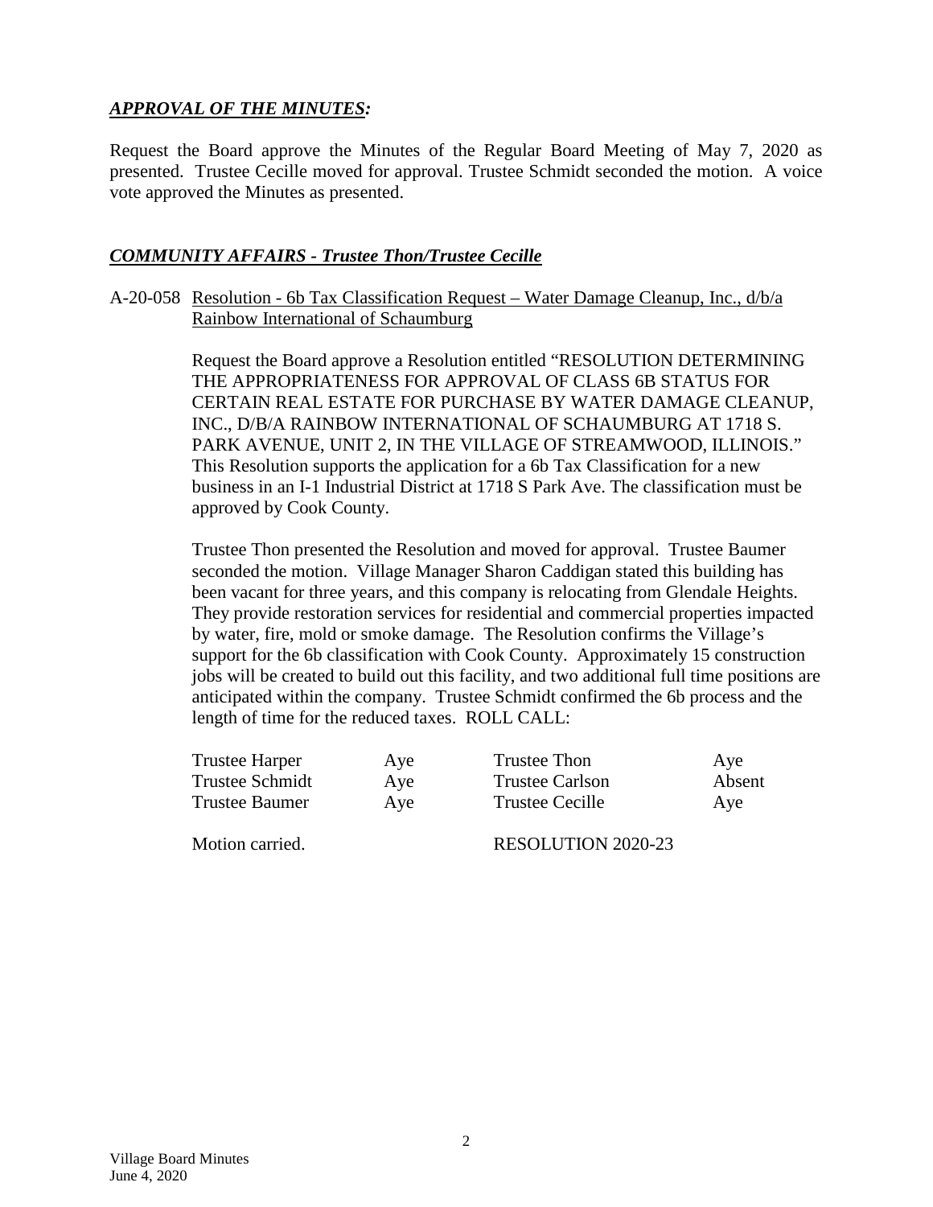## ***APPROVAL OF THE MINUTES:***

Request the Board approve the Minutes of the Regular Board Meeting of May 7, 2020 as presented. Trustee Cecille moved for approval. Trustee Schmidt seconded the motion. A voice vote approved the Minutes as presented.

## ***COMMUNITY AFFAIRS - Trustee Thon/Trustee Cecille***

A-20-058 Resolution - 6b Tax Classification Request – Water Damage Cleanup, Inc., d/b/a Rainbow International of Schaumburg

Request the Board approve a Resolution entitled "RESOLUTION DETERMINING THE APPROPRIATENESS FOR APPROVAL OF CLASS 6B STATUS FOR CERTAIN REAL ESTATE FOR PURCHASE BY WATER DAMAGE CLEANUP, INC., D/B/A RAINBOW INTERNATIONAL OF SCHAUMBURG AT 1718 S. PARK AVENUE, UNIT 2, IN THE VILLAGE OF STREAMWOOD, ILLINOIS." This Resolution supports the application for a 6b Tax Classification for a new business in an I-1 Industrial District at 1718 S Park Ave. The classification must be approved by Cook County.

Trustee Thon presented the Resolution and moved for approval. Trustee Baumer seconded the motion. Village Manager Sharon Caddigan stated this building has been vacant for three years, and this company is relocating from Glendale Heights. They provide restoration services for residential and commercial properties impacted by water, fire, mold or smoke damage. The Resolution confirms the Village's support for the 6b classification with Cook County. Approximately 15 construction jobs will be created to build out this facility, and two additional full time positions are anticipated within the company. Trustee Schmidt confirmed the 6b process and the length of time for the reduced taxes. ROLL CALL:

| | | | |
|---|---|---|---|
| Trustee Harper | Aye | Trustee Thon | Aye |
| Trustee Schmidt | Aye | Trustee Carlson | Absent |
| Trustee Baumer | Aye | Trustee Cecille | Aye |

Motion carried. RESOLUTION 2020-23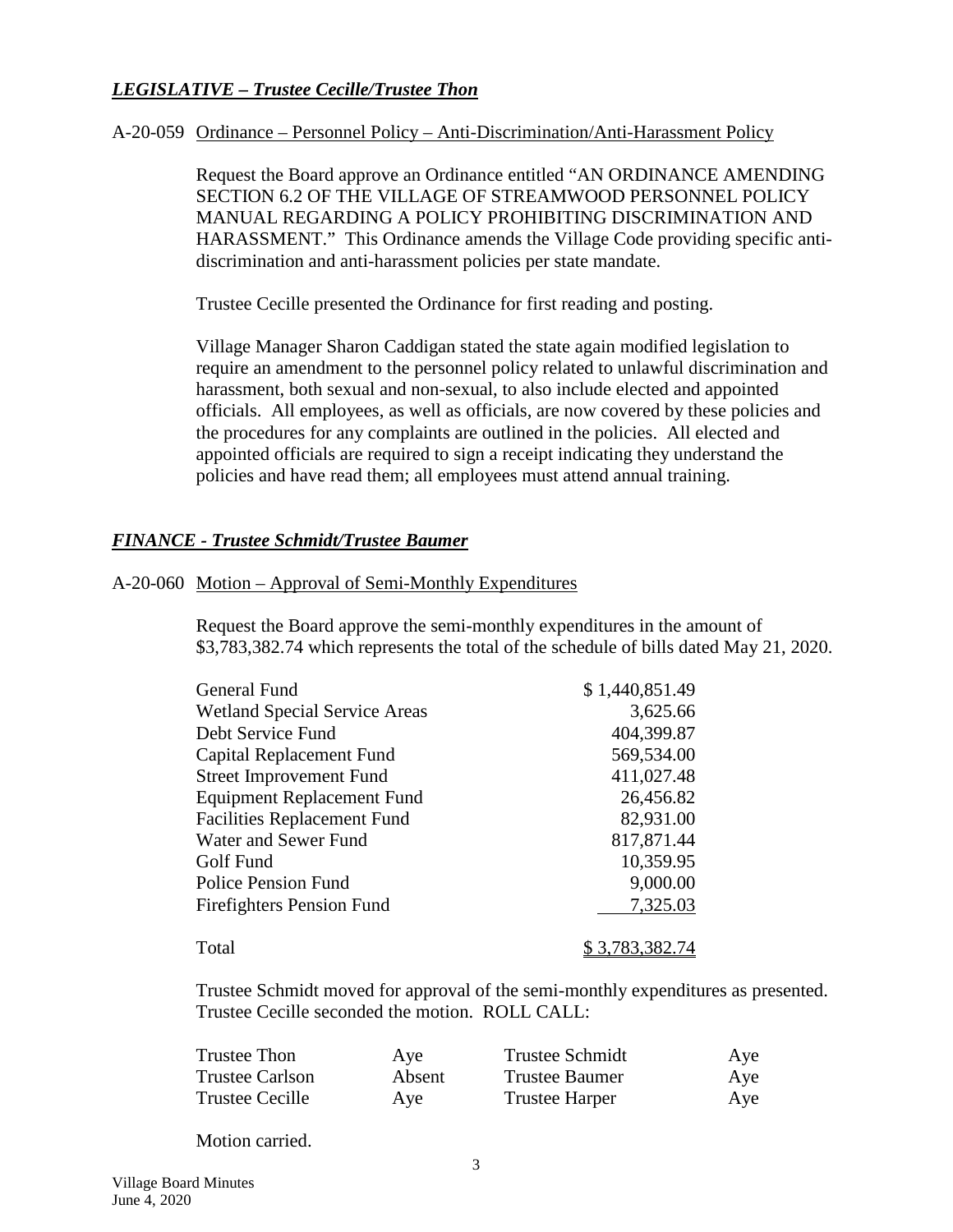## ***LEGISLATIVE – Trustee Cecille/Trustee Thon***

A-20-059 Ordinance – Personnel Policy – Anti-Discrimination/Anti-Harassment Policy

Request the Board approve an Ordinance entitled "AN ORDINANCE AMENDING SECTION 6.2 OF THE VILLAGE OF STREAMWOOD PERSONNEL POLICY MANUAL REGARDING A POLICY PROHIBITING DISCRIMINATION AND HARASSMENT." This Ordinance amends the Village Code providing specific anti-discrimination and anti-harassment policies per state mandate.

Trustee Cecille presented the Ordinance for first reading and posting.

Village Manager Sharon Caddigan stated the state again modified legislation to require an amendment to the personnel policy related to unlawful discrimination and harassment, both sexual and non-sexual, to also include elected and appointed officials. All employees, as well as officials, are now covered by these policies and the procedures for any complaints are outlined in the policies. All elected and appointed officials are required to sign a receipt indicating they understand the policies and have read them; all employees must attend annual training.

## ***FINANCE - Trustee Schmidt/Trustee Baumer***

A-20-060 Motion – Approval of Semi-Monthly Expenditures

Request the Board approve the semi-monthly expenditures in the amount of $3,783,382.74 which represents the total of the schedule of bills dated May 21, 2020.

| Fund | Amount |
|---|---|
| General Fund | $ 1,440,851.49 |
| Wetland Special Service Areas | 3,625.66 |
| Debt Service Fund | 404,399.87 |
| Capital Replacement Fund | 569,534.00 |
| Street Improvement Fund | 411,027.48 |
| Equipment Replacement Fund | 26,456.82 |
| Facilities Replacement Fund | 82,931.00 |
| Water and Sewer Fund | 817,871.44 |
| Golf Fund | 10,359.95 |
| Police Pension Fund | 9,000.00 |
| Firefighters Pension Fund | 7,325.03 |
| Total | $ 3,783,382.74 |

Trustee Schmidt moved for approval of the semi-monthly expenditures as presented. Trustee Cecille seconded the motion. ROLL CALL:

| | | | |
|---|---|---|---|
| Trustee Thon | Aye | Trustee Schmidt | Aye |
| Trustee Carlson | Absent | Trustee Baumer | Aye |
| Trustee Cecille | Aye | Trustee Harper | Aye |

Motion carried.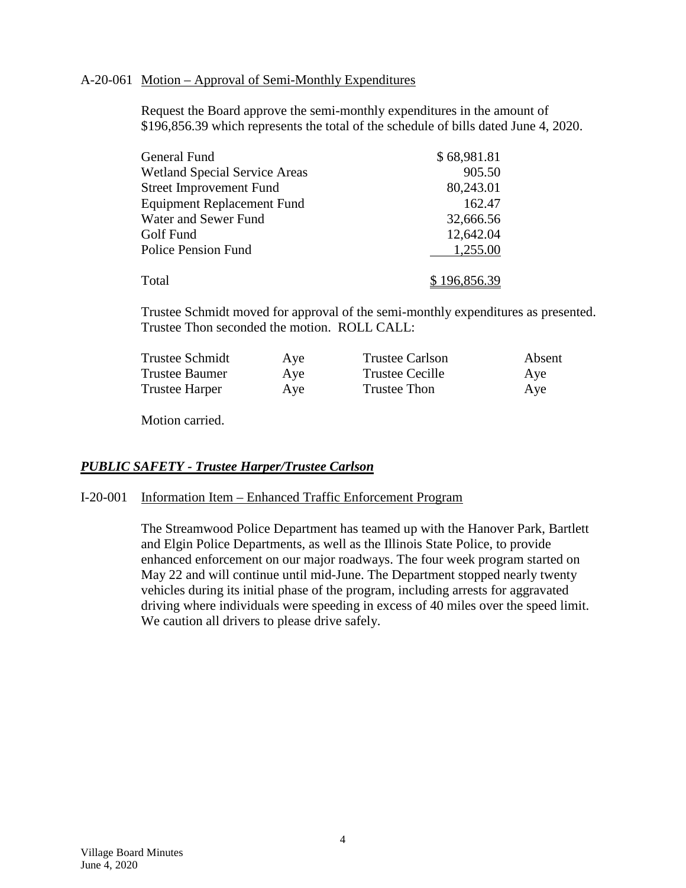A-20-061 Motion – Approval of Semi-Monthly Expenditures

Request the Board approve the semi-monthly expenditures in the amount of $196,856.39 which represents the total of the schedule of bills dated June 4, 2020.

| | |
|---|---:|
| General Fund | $ 68,981.81 |
| Wetland Special Service Areas | 905.50 |
| Street Improvement Fund | 80,243.01 |
| Equipment Replacement Fund | 162.47 |
| Water and Sewer Fund | 32,666.56 |
| Golf Fund | 12,642.04 |
| Police Pension Fund | 1,255.00 |
| Total | $ 196,856.39 |

Trustee Schmidt moved for approval of the semi-monthly expenditures as presented. Trustee Thon seconded the motion. ROLL CALL:

| | | | |
|---|---|---|---|
| Trustee Schmidt | Aye | Trustee Carlson | Absent |
| Trustee Baumer | Aye | Trustee Cecille | Aye |
| Trustee Harper | Aye | Trustee Thon | Aye |

Motion carried.

***PUBLIC SAFETY - Trustee Harper/Trustee Carlson***

I-20-001 Information Item – Enhanced Traffic Enforcement Program

The Streamwood Police Department has teamed up with the Hanover Park, Bartlett and Elgin Police Departments, as well as the Illinois State Police, to provide enhanced enforcement on our major roadways. The four week program started on May 22 and will continue until mid-June. The Department stopped nearly twenty vehicles during its initial phase of the program, including arrests for aggravated driving where individuals were speeding in excess of 40 miles over the speed limit. We caution all drivers to please drive safely.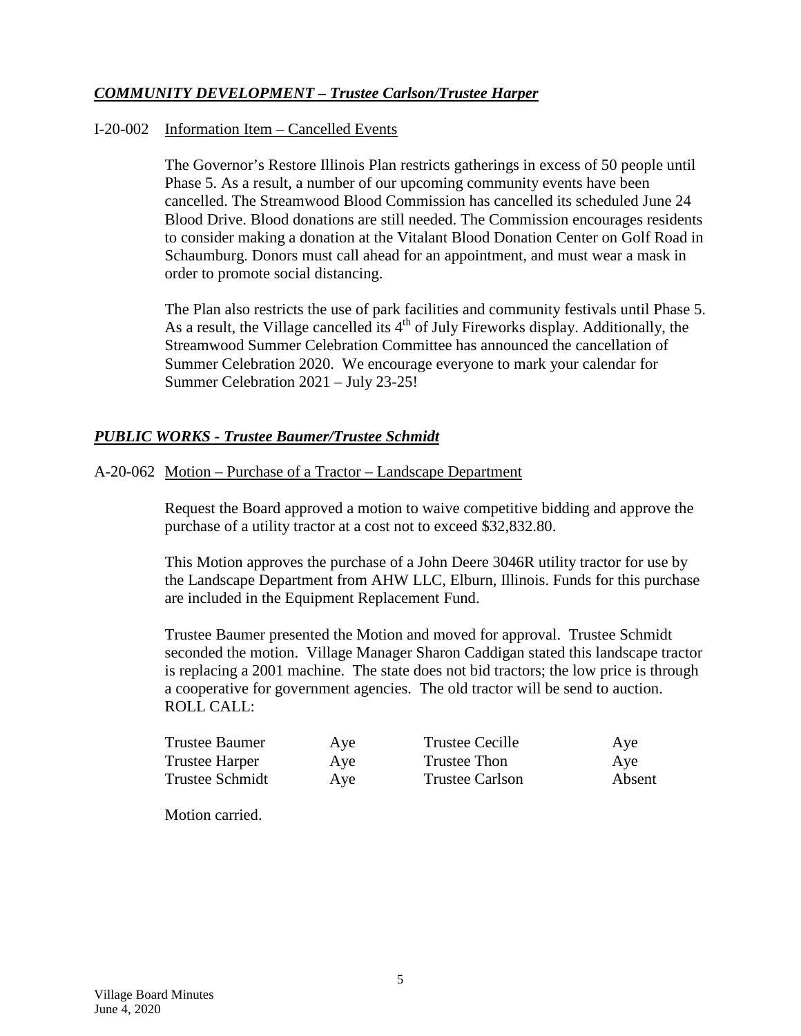## ***COMMUNITY DEVELOPMENT – Trustee Carlson/Trustee Harper***

I-20-002 Information Item – Cancelled Events

The Governor's Restore Illinois Plan restricts gatherings in excess of 50 people until Phase 5. As a result, a number of our upcoming community events have been cancelled. The Streamwood Blood Commission has cancelled its scheduled June 24 Blood Drive. Blood donations are still needed. The Commission encourages residents to consider making a donation at the Vitalant Blood Donation Center on Golf Road in Schaumburg. Donors must call ahead for an appointment, and must wear a mask in order to promote social distancing.

The Plan also restricts the use of park facilities and community festivals until Phase 5. As a result, the Village cancelled its 4th of July Fireworks display. Additionally, the Streamwood Summer Celebration Committee has announced the cancellation of Summer Celebration 2020. We encourage everyone to mark your calendar for Summer Celebration 2021 – July 23-25!

## ***PUBLIC WORKS - Trustee Baumer/Trustee Schmidt***

A-20-062 Motion – Purchase of a Tractor – Landscape Department

Request the Board approved a motion to waive competitive bidding and approve the purchase of a utility tractor at a cost not to exceed $32,832.80.

This Motion approves the purchase of a John Deere 3046R utility tractor for use by the Landscape Department from AHW LLC, Elburn, Illinois. Funds for this purchase are included in the Equipment Replacement Fund.

Trustee Baumer presented the Motion and moved for approval. Trustee Schmidt seconded the motion. Village Manager Sharon Caddigan stated this landscape tractor is replacing a 2001 machine. The state does not bid tractors; the low price is through a cooperative for government agencies. The old tractor will be send to auction.
ROLL CALL:

| | | | |
|---|---|---|---|
| Trustee Baumer | Aye | Trustee Cecille | Aye |
| Trustee Harper | Aye | Trustee Thon | Aye |
| Trustee Schmidt | Aye | Trustee Carlson | Absent |

Motion carried.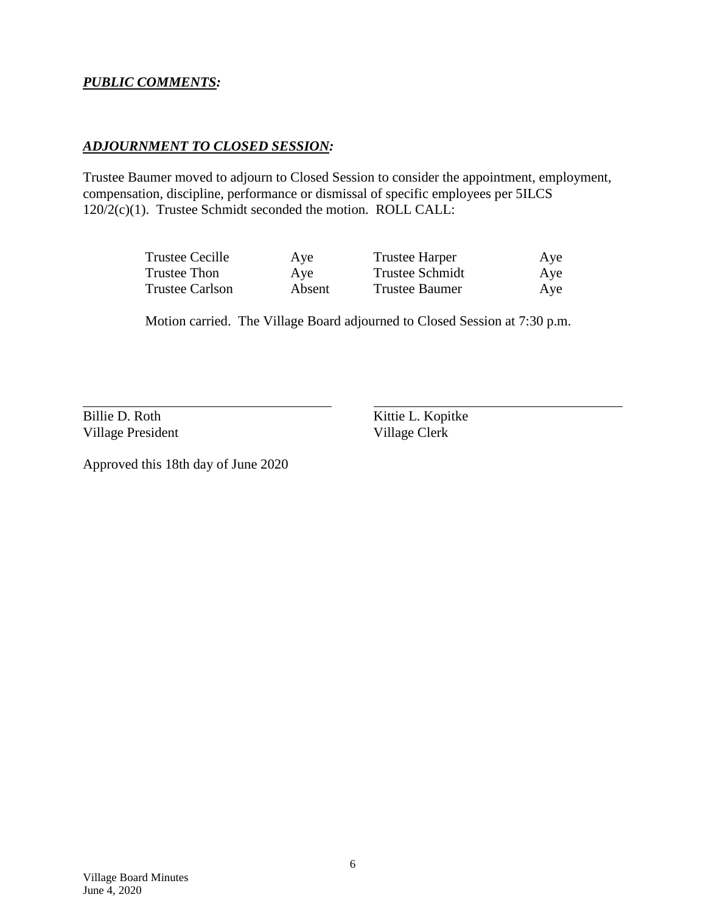***PUBLIC COMMENTS:***

***ADJOURNMENT TO CLOSED SESSION:***

Trustee Baumer moved to adjourn to Closed Session to consider the appointment, employment, compensation, discipline, performance or dismissal of specific employees per 5ILCS 120/2(c)(1). Trustee Schmidt seconded the motion. ROLL CALL:

| | | | |
|---|---|---|---|
| Trustee Cecille | Aye | Trustee Harper | Aye |
| Trustee Thon | Aye | Trustee Schmidt | Aye |
| Trustee Carlson | Absent | Trustee Baumer | Aye |

Motion carried. The Village Board adjourned to Closed Session at 7:30 p.m.

Billie D. Roth
Village President

Kittie L. Kopitke
Village Clerk

Approved this 18th day of June 2020